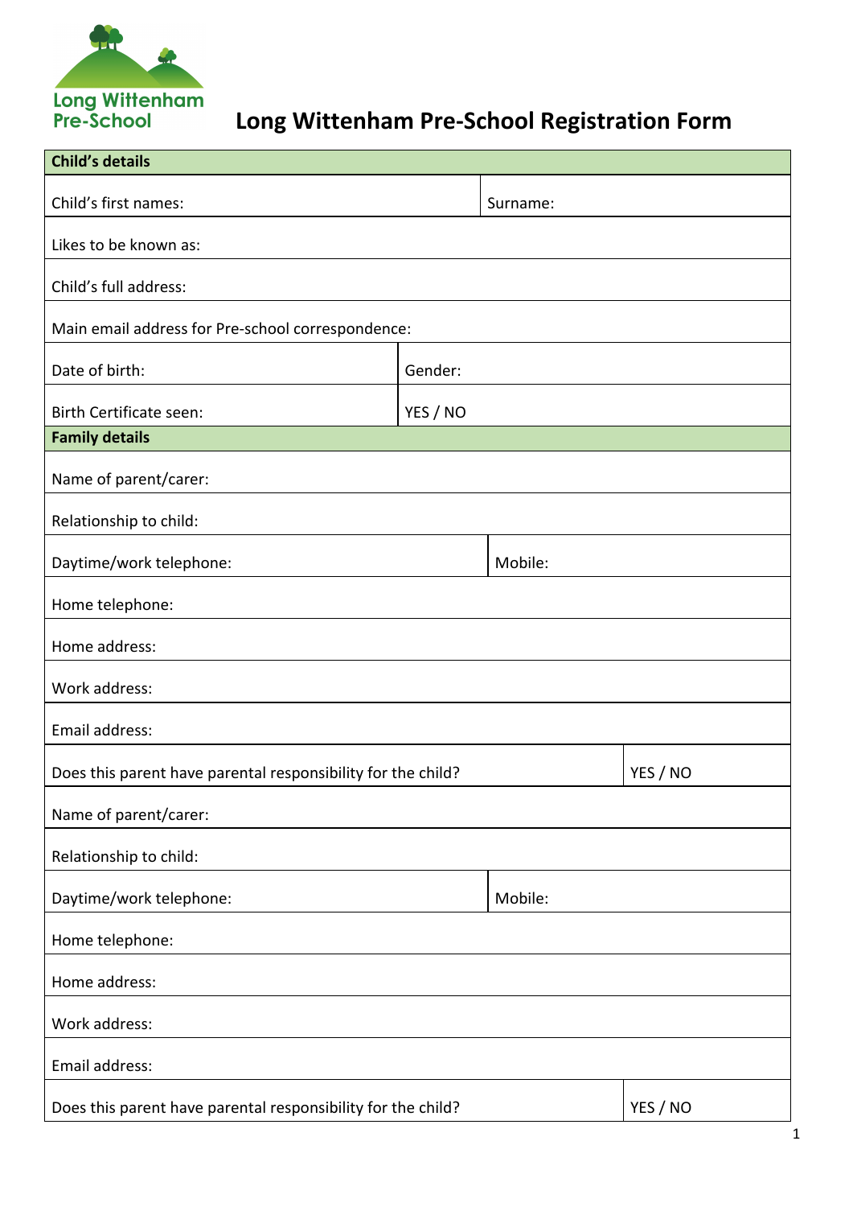Long Wittenham Pre-School

# Long Wittenham Pre-School Registration Form

| **Child's details** | | |
|---|---|---|
| Child's first names: | | Surname: |
| Likes to be known as: | | |
| Child's full address: | | |
| Main email address for Pre-school correspondence: | | |
| Date of birth: | Gender: | |
| Birth Certificate seen: | YES / NO | |
| **Family details** | | |
| Name of parent/carer: | | |
| Relationship to child: | | |
| Daytime/work telephone: | | Mobile: |
| Home telephone: | | |
| Home address: | | |
| Work address: | | |
| Email address: | | |
| Does this parent have parental responsibility for the child? | | YES / NO |
| Name of parent/carer: | | |
| Relationship to child: | | |
| Daytime/work telephone: | | Mobile: |
| Home telephone: | | |
| Home address: | | |
| Work address: | | |
| Email address: | | |
| Does this parent have parental responsibility for the child? | | YES / NO |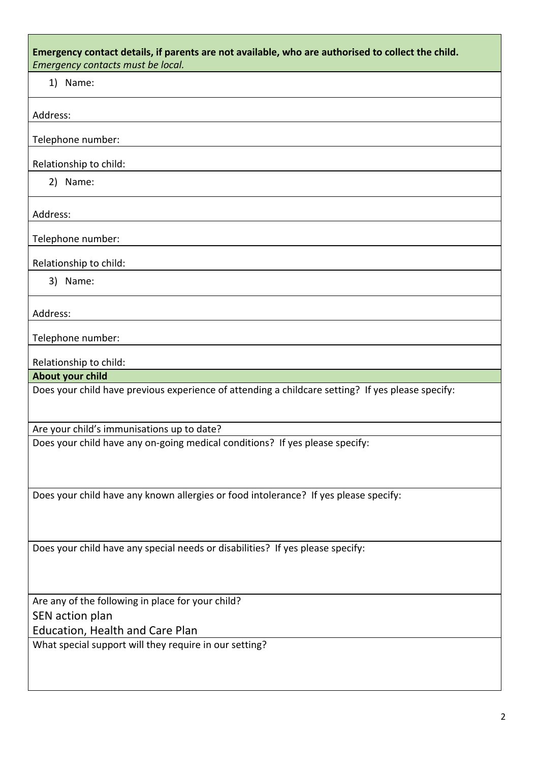**Emergency contact details, if parents are not available, who are authorised to collect the child.**
*Emergency contacts must be local.*

1) Name:

Address:

Telephone number:

Relationship to child:

2) Name:

Address:

Telephone number:

Relationship to child:

3) Name:

Address:

Telephone number:

Relationship to child:

**About your child**

Does your child have previous experience of attending a childcare setting? If yes please specify:

Are your child's immunisations up to date?

Does your child have any on-going medical conditions? If yes please specify:

Does your child have any known allergies or food intolerance? If yes please specify:

Does your child have any special needs or disabilities? If yes please specify:

Are any of the following in place for your child?

SEN action plan

Education, Health and Care Plan

What special support will they require in our setting?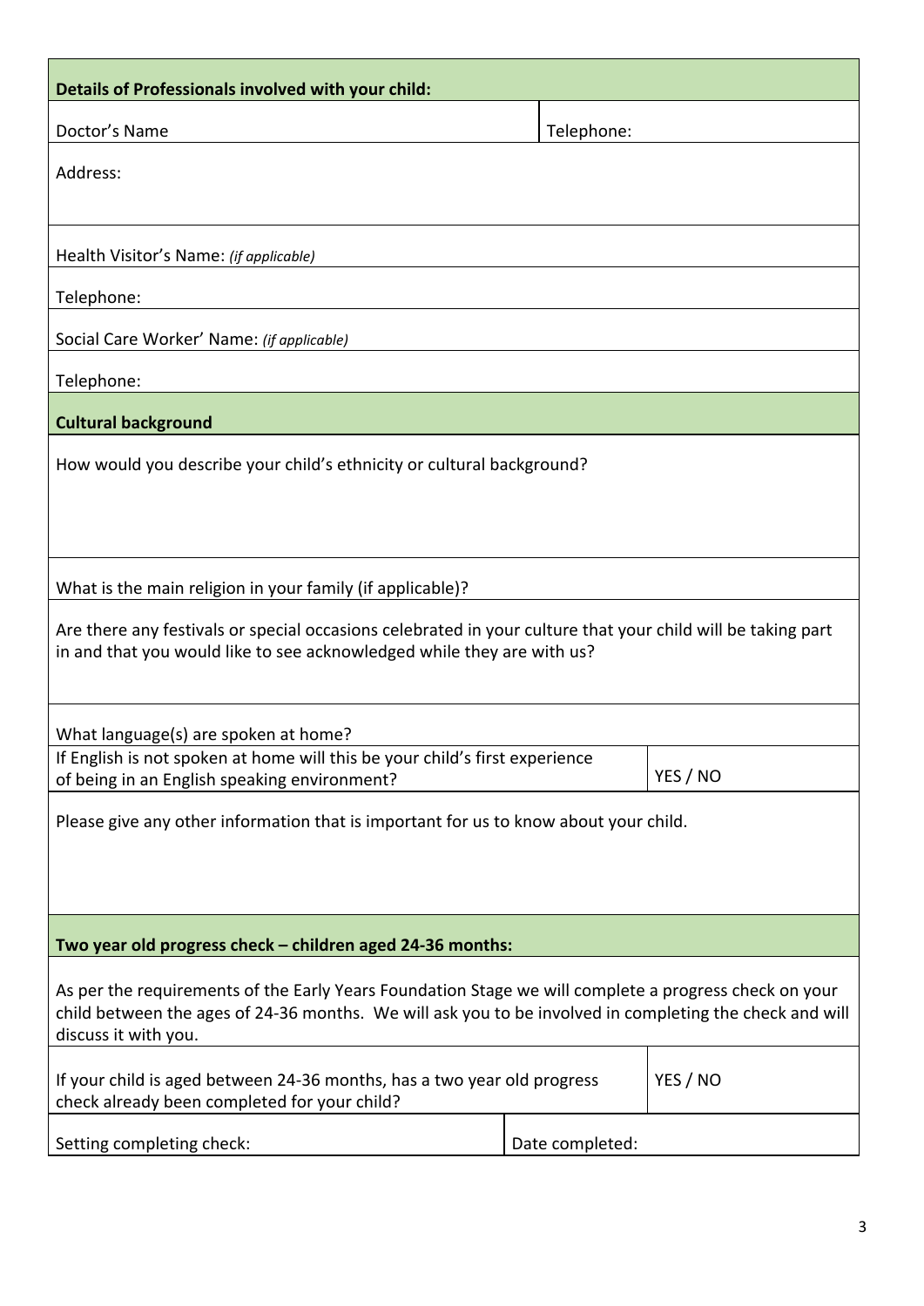**Details of Professionals involved with your child:**

| Doctor's Name | Telephone: |
|---|---|
| Address: | |

Health Visitor's Name: *(if applicable)*

Telephone:

Social Care Worker' Name: *(if applicable)*

Telephone:

**Cultural background**

How would you describe your child's ethnicity or cultural background?

What is the main religion in your family (if applicable)?

Are there any festivals or special occasions celebrated in your culture that your child will be taking part in and that you would like to see acknowledged while they are with us?

What language(s) are spoken at home?

| If English is not spoken at home will this be your child's first experience of being in an English speaking environment? | YES / NO |
|---|---|

Please give any other information that is important for us to know about your child.

**Two year old progress check – children aged 24-36 months:**

As per the requirements of the Early Years Foundation Stage we will complete a progress check on your child between the ages of 24-36 months. We will ask you to be involved in completing the check and will discuss it with you.

| If your child is aged between 24-36 months, has a two year old progress check already been completed for your child? | YES / NO |
|---|---|
| Setting completing check: | Date completed: |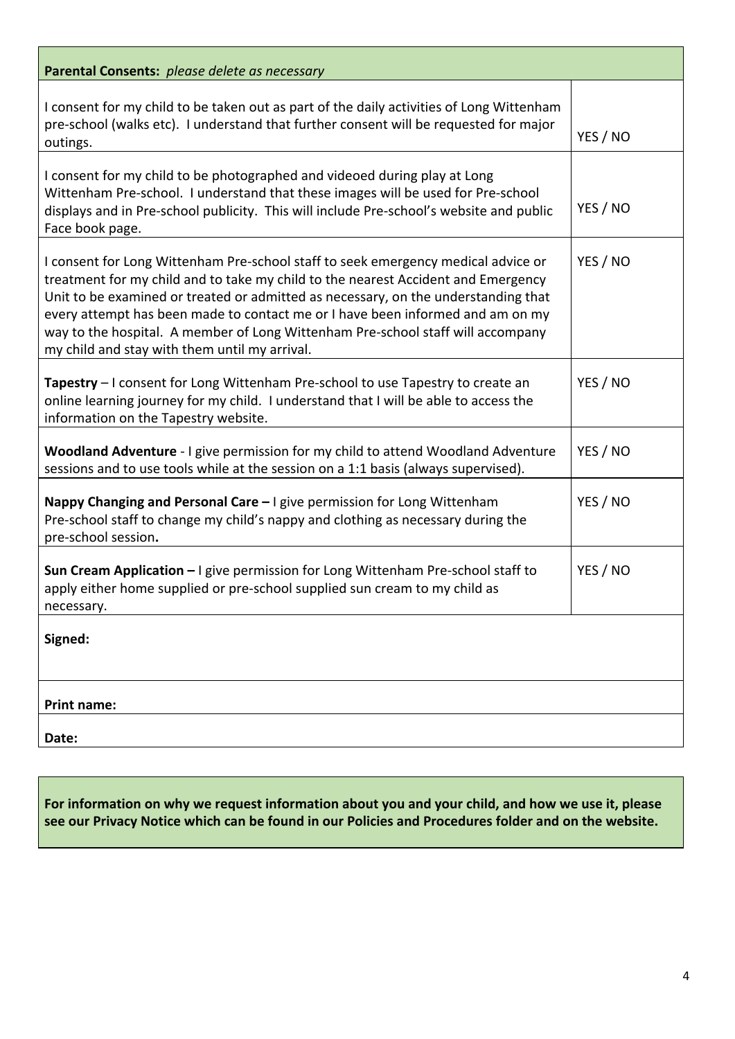| **Parental Consents:** *please delete as necessary* | |
|---|---|
| I consent for my child to be taken out as part of the daily activities of Long Wittenham pre-school (walks etc). I understand that further consent will be requested for major outings. | YES / NO |
| I consent for my child to be photographed and videoed during play at Long Wittenham Pre-school. I understand that these images will be used for Pre-school displays and in Pre-school publicity. This will include Pre-school's website and public Face book page. | YES / NO |
| I consent for Long Wittenham Pre-school staff to seek emergency medical advice or treatment for my child and to take my child to the nearest Accident and Emergency Unit to be examined or treated or admitted as necessary, on the understanding that every attempt has been made to contact me or I have been informed and am on my way to the hospital. A member of Long Wittenham Pre-school staff will accompany my child and stay with them until my arrival. | YES / NO |
| **Tapestry** – I consent for Long Wittenham Pre-school to use Tapestry to create an online learning journey for my child. I understand that I will be able to access the information on the Tapestry website. | YES / NO |
| **Woodland Adventure** - I give permission for my child to attend Woodland Adventure sessions and to use tools while at the session on a 1:1 basis (always supervised). | YES / NO |
| **Nappy Changing and Personal Care –** I give permission for Long Wittenham Pre-school staff to change my child's nappy and clothing as necessary during the pre-school session**.** | YES / NO |
| **Sun Cream Application –** I give permission for Long Wittenham Pre-school staff to apply either home supplied or pre-school supplied sun cream to my child as necessary. | YES / NO |
| **Signed:** | |
| **Print name:** | |
| **Date:** | |

**For information on why we request information about you and your child, and how we use it, please see our Privacy Notice which can be found in our Policies and Procedures folder and on the website.**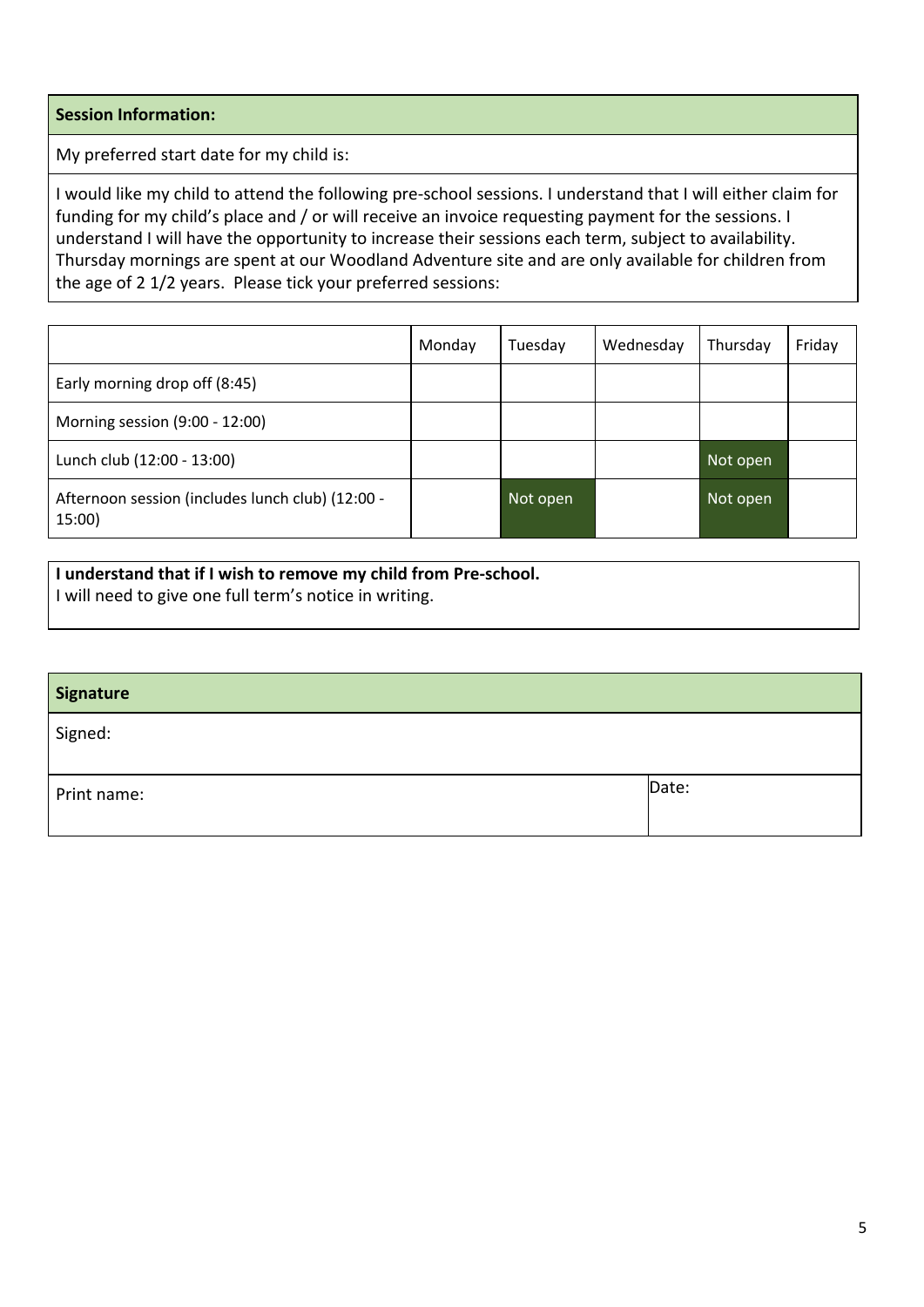| **Session Information:** |
| --- |
| My preferred start date for my child is: |
| I would like my child to attend the following pre-school sessions. I understand that I will either claim for funding for my child's place and / or will receive an invoice requesting payment for the sessions. I understand I will have the opportunity to increase their sessions each term, subject to availability. Thursday mornings are spent at our Woodland Adventure site and are only available for children from the age of 2 1/2 years. Please tick your preferred sessions: |

| | Monday | Tuesday | Wednesday | Thursday | Friday |
| --- | --- | --- | --- | --- | --- |
| Early morning drop off (8:45) | | | | | |
| Morning session (9:00 - 12:00) | | | | | |
| Lunch club (12:00 - 13:00) | | | | Not open | |
| Afternoon session (includes lunch club) (12:00 - 15:00) | | Not open | | Not open | |

**I understand that if I wish to remove my child from Pre-school.**
I will need to give one full term's notice in writing.

| **Signature** | |
| --- | --- |
| Signed: | |
| Print name: | Date: |